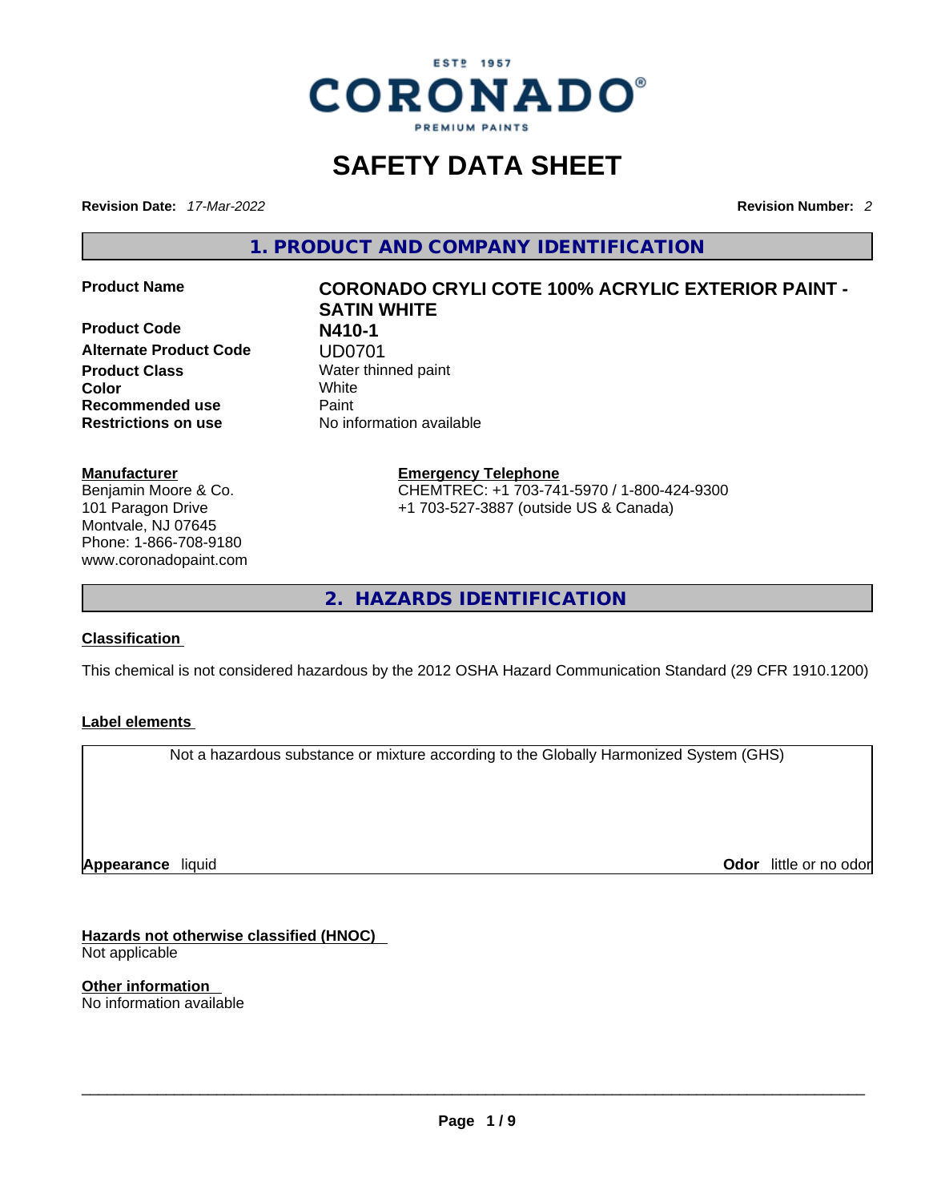# SAFETY DATA SHEET

**Revision Date:** *17-Mar-2022* **Revision Number:** *2*

## 1. PRODUCT AND COMPANY IDENTIFICATION

| | |
|---|---|
| **Product Name** | **CORONADO CRYLI COTE 100% ACRYLIC EXTERIOR PAINT - SATIN WHITE** |
| **Product Code** | **N410-1** |
| **Alternate Product Code** | UD0701 |
| **Product Class** | Water thinned paint |
| **Color** | White |
| **Recommended use** | Paint |
| **Restrictions on use** | No information available |

**Manufacturer**
Benjamin Moore & Co.
101 Paragon Drive
Montvale, NJ 07645
Phone: 1-866-708-9180
www.coronadopaint.com

**Emergency Telephone**
CHEMTREC: +1 703-741-5970 / 1-800-424-9300
+1 703-527-3887 (outside US & Canada)

## 2. HAZARDS IDENTIFICATION

**Classification**

This chemical is not considered hazardous by the 2012 OSHA Hazard Communication Standard (29 CFR 1910.1200)

**Label elements**

Not a hazardous substance or mixture according to the Globally Harmonized System (GHS)

**Appearance** liquid **Odor** little or no odor

**Hazards not otherwise classified (HNOC)**
Not applicable

**Other information**
No information available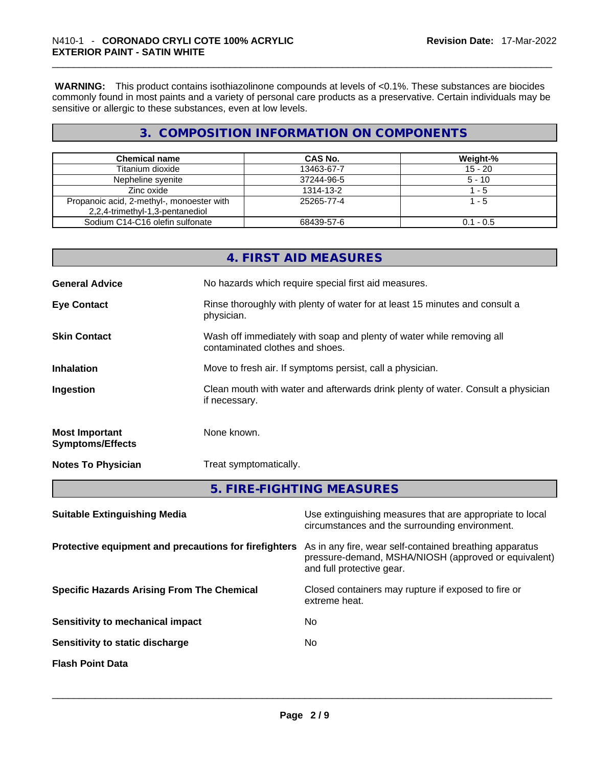**WARNING:** This product contains isothiazolinone compounds at levels of <0.1%. These substances are biocides commonly found in most paints and a variety of personal care products as a preservative. Certain individuals may be sensitive or allergic to these substances, even at low levels.

## 3. COMPOSITION INFORMATION ON COMPONENTS

| Chemical name | CAS No. | Weight-% |
|---|---|---|
| Titanium dioxide | 13463-67-7 | 15 - 20 |
| Nepheline syenite | 37244-96-5 | 5 - 10 |
| Zinc oxide | 1314-13-2 | 1 - 5 |
| Propanoic acid, 2-methyl-, monoester with 2,2,4-trimethyl-1,3-pentanediol | 25265-77-4 | 1 - 5 |
| Sodium C14-C16 olefin sulfonate | 68439-57-6 | 0.1 - 0.5 |

## 4. FIRST AID MEASURES

**General Advice**
No hazards which require special first aid measures.

**Eye Contact**
Rinse thoroughly with plenty of water for at least 15 minutes and consult a physician.

**Skin Contact**
Wash off immediately with soap and plenty of water while removing all contaminated clothes and shoes.

**Inhalation**
Move to fresh air. If symptoms persist, call a physician.

**Ingestion**
Clean mouth with water and afterwards drink plenty of water. Consult a physician if necessary.

**Most Important Symptoms/Effects**
None known.

**Notes To Physician**
Treat symptomatically.

## 5. FIRE-FIGHTING MEASURES

**Suitable Extinguishing Media**
Use extinguishing measures that are appropriate to local circumstances and the surrounding environment.

**Protective equipment and precautions for firefighters**
As in any fire, wear self-contained breathing apparatus pressure-demand, MSHA/NIOSH (approved or equivalent) and full protective gear.

**Specific Hazards Arising From The Chemical**
Closed containers may rupture if exposed to fire or extreme heat.

**Sensitivity to mechanical impact**
No

**Sensitivity to static discharge**
No

**Flash Point Data**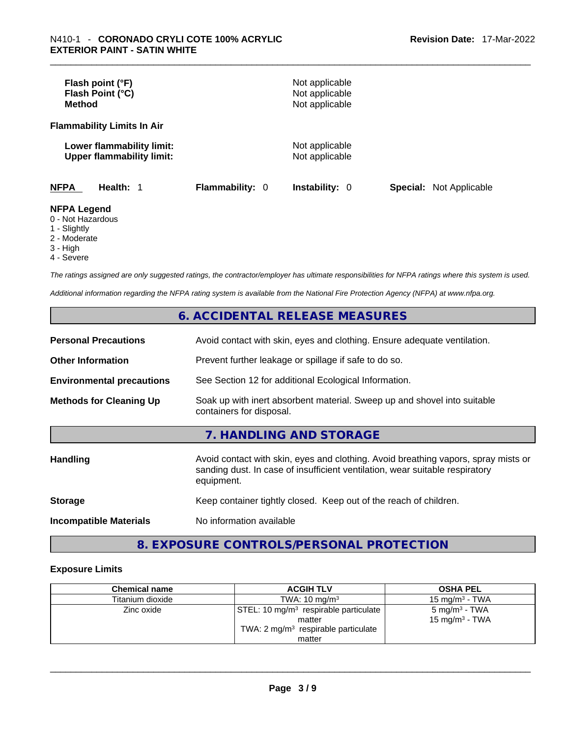**Flash point (°F)** Not applicable
**Flash Point (°C)** Not applicable
**Method** Not applicable

**Flammability Limits In Air**

**Lower flammability limit:** Not applicable
**Upper flammability limit:** Not applicable

**NFPA** **Health:** 1 **Flammability:** 0 **Instability:** 0 **Special:** Not Applicable

**NFPA Legend**
0 - Not Hazardous
1 - Slightly
2 - Moderate
3 - High
4 - Severe

*The ratings assigned are only suggested ratings, the contractor/employer has ultimate responsibilities for NFPA ratings where this system is used.*

*Additional information regarding the NFPA rating system is available from the National Fire Protection Agency (NFPA) at www.nfpa.org.*

## 6. ACCIDENTAL RELEASE MEASURES

**Personal Precautions** Avoid contact with skin, eyes and clothing. Ensure adequate ventilation.

**Other Information** Prevent further leakage or spillage if safe to do so.

**Environmental precautions** See Section 12 for additional Ecological Information.

**Methods for Cleaning Up** Soak up with inert absorbent material. Sweep up and shovel into suitable containers for disposal.

## 7. HANDLING AND STORAGE

**Handling** Avoid contact with skin, eyes and clothing. Avoid breathing vapors, spray mists or sanding dust. In case of insufficient ventilation, wear suitable respiratory equipment.

**Storage** Keep container tightly closed. Keep out of the reach of children.

**Incompatible Materials** No information available

## 8. EXPOSURE CONTROLS/PERSONAL PROTECTION

### Exposure Limits

| Chemical name | ACGIH TLV | OSHA PEL |
|---|---|---|
| Titanium dioxide | TWA: 10 mg/m$^3$ | 15 mg/m$^3$ - TWA |
| Zinc oxide | STEL: 10 mg/m$^3$ respirable particulate matter<br>TWA: 2 mg/m$^3$ respirable particulate matter | 5 mg/m$^3$ - TWA<br>15 mg/m$^3$ - TWA |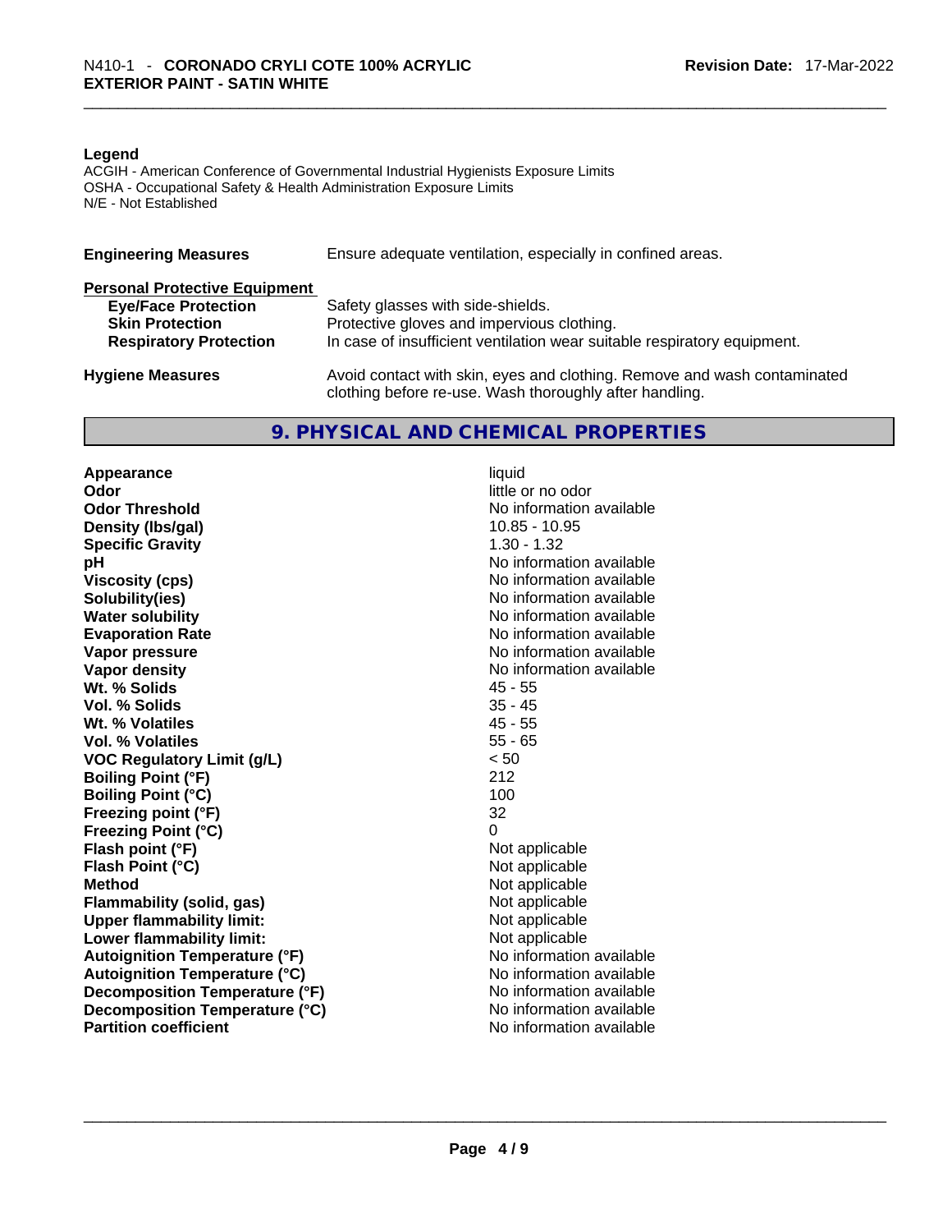**Legend**

ACGIH - American Conference of Governmental Industrial Hygienists Exposure Limits
OSHA - Occupational Safety & Health Administration Exposure Limits
N/E - Not Established

| | |
|---|---|
| **Engineering Measures** | Ensure adequate ventilation, especially in confined areas. |

**Personal Protective Equipment**

| | |
|---|---|
| **Eye/Face Protection** | Safety glasses with side-shields. |
| **Skin Protection** | Protective gloves and impervious clothing. |
| **Respiratory Protection** | In case of insufficient ventilation wear suitable respiratory equipment. |
| **Hygiene Measures** | Avoid contact with skin, eyes and clothing. Remove and wash contaminated clothing before re-use. Wash thoroughly after handling. |

## 9. PHYSICAL AND CHEMICAL PROPERTIES

| | |
|---|---|
| **Appearance** | liquid |
| **Odor** | little or no odor |
| **Odor Threshold** | No information available |
| **Density (lbs/gal)** | 10.85 - 10.95 |
| **Specific Gravity** | 1.30 - 1.32 |
| **pH** | No information available |
| **Viscosity (cps)** | No information available |
| **Solubility(ies)** | No information available |
| **Water solubility** | No information available |
| **Evaporation Rate** | No information available |
| **Vapor pressure** | No information available |
| **Vapor density** | No information available |
| **Wt. % Solids** | 45 - 55 |
| **Vol. % Solids** | 35 - 45 |
| **Wt. % Volatiles** | 45 - 55 |
| **Vol. % Volatiles** | 55 - 65 |
| **VOC Regulatory Limit (g/L)** | < 50 |
| **Boiling Point (°F)** | 212 |
| **Boiling Point (°C)** | 100 |
| **Freezing point (°F)** | 32 |
| **Freezing Point (°C)** | 0 |
| **Flash point (°F)** | Not applicable |
| **Flash Point (°C)** | Not applicable |
| **Method** | Not applicable |
| **Flammability (solid, gas)** | Not applicable |
| **Upper flammability limit:** | Not applicable |
| **Lower flammability limit:** | Not applicable |
| **Autoignition Temperature (°F)** | No information available |
| **Autoignition Temperature (°C)** | No information available |
| **Decomposition Temperature (°F)** | No information available |
| **Decomposition Temperature (°C)** | No information available |
| **Partition coefficient** | No information available |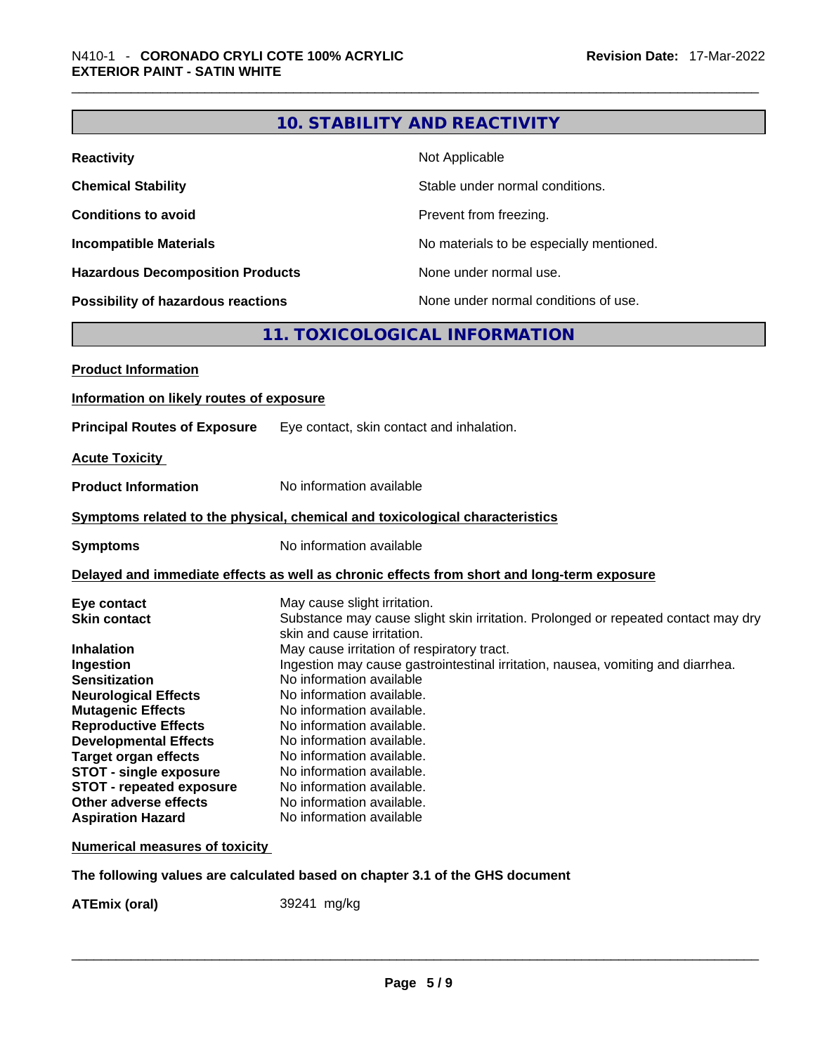## 10. STABILITY AND REACTIVITY

| | |
|---|---|
| **Reactivity** | Not Applicable |
| **Chemical Stability** | Stable under normal conditions. |
| **Conditions to avoid** | Prevent from freezing. |
| **Incompatible Materials** | No materials to be especially mentioned. |
| **Hazardous Decomposition Products** | None under normal use. |
| **Possibility of hazardous reactions** | None under normal conditions of use. |

## 11. TOXICOLOGICAL INFORMATION

**Product Information**

**Information on likely routes of exposure**

**Principal Routes of Exposure** Eye contact, skin contact and inhalation.

**Acute Toxicity**

**Product Information** No information available

**Symptoms related to the physical, chemical and toxicological characteristics**

**Symptoms** No information available

**Delayed and immediate effects as well as chronic effects from short and long-term exposure**

| | |
|---|---|
| **Eye contact** | May cause slight irritation. |
| **Skin contact** | Substance may cause slight skin irritation. Prolonged or repeated contact may dry skin and cause irritation. |
| **Inhalation** | May cause irritation of respiratory tract. |
| **Ingestion** | Ingestion may cause gastrointestinal irritation, nausea, vomiting and diarrhea. |
| **Sensitization** | No information available |
| **Neurological Effects** | No information available. |
| **Mutagenic Effects** | No information available. |
| **Reproductive Effects** | No information available. |
| **Developmental Effects** | No information available. |
| **Target organ effects** | No information available. |
| **STOT - single exposure** | No information available. |
| **STOT - repeated exposure** | No information available. |
| **Other adverse effects** | No information available. |
| **Aspiration Hazard** | No information available |

**Numerical measures of toxicity**

**The following values are calculated based on chapter 3.1 of the GHS document**

**ATEmix (oral)** 39241 mg/kg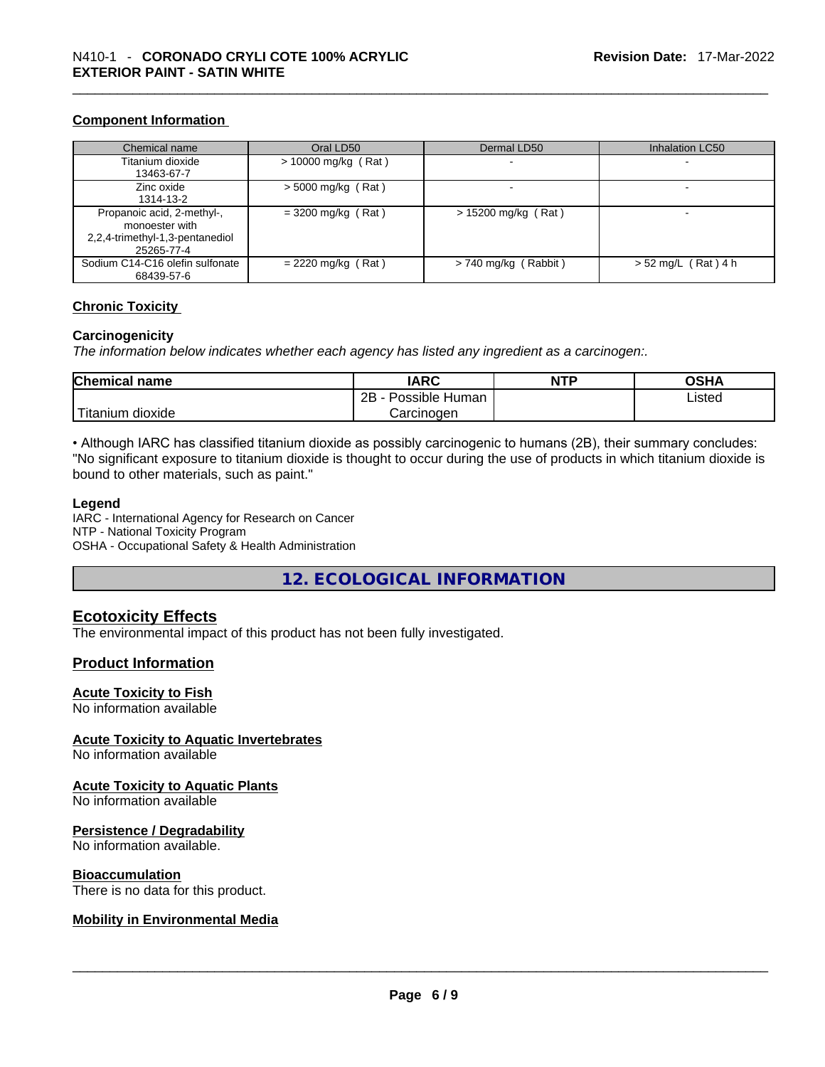### Component Information

| Chemical name | Oral LD50 | Dermal LD50 | Inhalation LC50 |
|---|---|---|---|
| Titanium dioxide 13463-67-7 | > 10000 mg/kg ( Rat ) | - | - |
| Zinc oxide 1314-13-2 | > 5000 mg/kg ( Rat ) | - | - |
| Propanoic acid, 2-methyl-, monoester with 2,2,4-trimethyl-1,3-pentanediol 25265-77-4 | = 3200 mg/kg ( Rat ) | > 15200 mg/kg ( Rat ) | - |
| Sodium C14-C16 olefin sulfonate 68439-57-6 | = 2220 mg/kg ( Rat ) | > 740 mg/kg ( Rabbit ) | > 52 mg/L ( Rat ) 4 h |

### Chronic Toxicity

**Carcinogenicity**

*The information below indicates whether each agency has listed any ingredient as a carcinogen:.*

| Chemical name | IARC | NTP | OSHA |
|---|---|---|---|
| Titanium dioxide | 2B - Possible Human Carcinogen | | Listed |

• Although IARC has classified titanium dioxide as possibly carcinogenic to humans (2B), their summary concludes: "No significant exposure to titanium dioxide is thought to occur during the use of products in which titanium dioxide is bound to other materials, such as paint."

**Legend**

IARC - International Agency for Research on Cancer
NTP - National Toxicity Program
OSHA - Occupational Safety & Health Administration

## 12. ECOLOGICAL INFORMATION

### Ecotoxicity Effects

The environmental impact of this product has not been fully investigated.

### Product Information

**Acute Toxicity to Fish**

No information available

**Acute Toxicity to Aquatic Invertebrates**

No information available

**Acute Toxicity to Aquatic Plants**

No information available

**Persistence / Degradability**

No information available.

**Bioaccumulation**

There is no data for this product.

**Mobility in Environmental Media**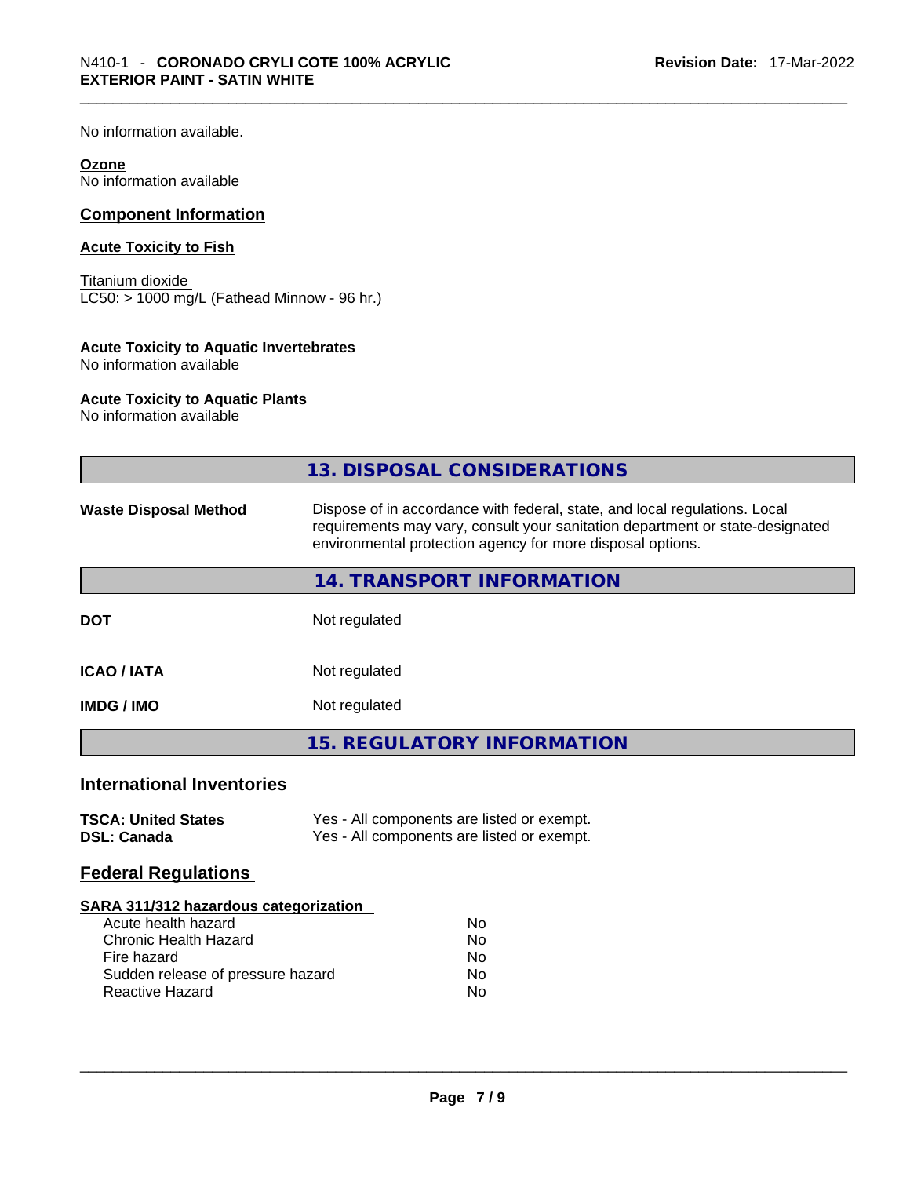No information available.

**Ozone**
No information available

## Component Information

### Acute Toxicity to Fish

Titanium dioxide
LC50: > 1000 mg/L (Fathead Minnow - 96 hr.)

### Acute Toxicity to Aquatic Invertebrates
No information available

### Acute Toxicity to Aquatic Plants
No information available

## 13. DISPOSAL CONSIDERATIONS

| | |
|---|---|
| **Waste Disposal Method** | Dispose of in accordance with federal, state, and local regulations. Local requirements may vary, consult your sanitation department or state-designated environmental protection agency for more disposal options. |

## 14. TRANSPORT INFORMATION

| | |
|---|---|
| **DOT** | Not regulated |
| **ICAO / IATA** | Not regulated |
| **IMDG / IMO** | Not regulated |

## 15. REGULATORY INFORMATION

### International Inventories

| | |
|---|---|
| **TSCA: United States** | Yes - All components are listed or exempt. |
| **DSL: Canada** | Yes - All components are listed or exempt. |

### Federal Regulations

**SARA 311/312 hazardous categorization**

| | |
|---|---|
| Acute health hazard | No |
| Chronic Health Hazard | No |
| Fire hazard | No |
| Sudden release of pressure hazard | No |
| Reactive Hazard | No |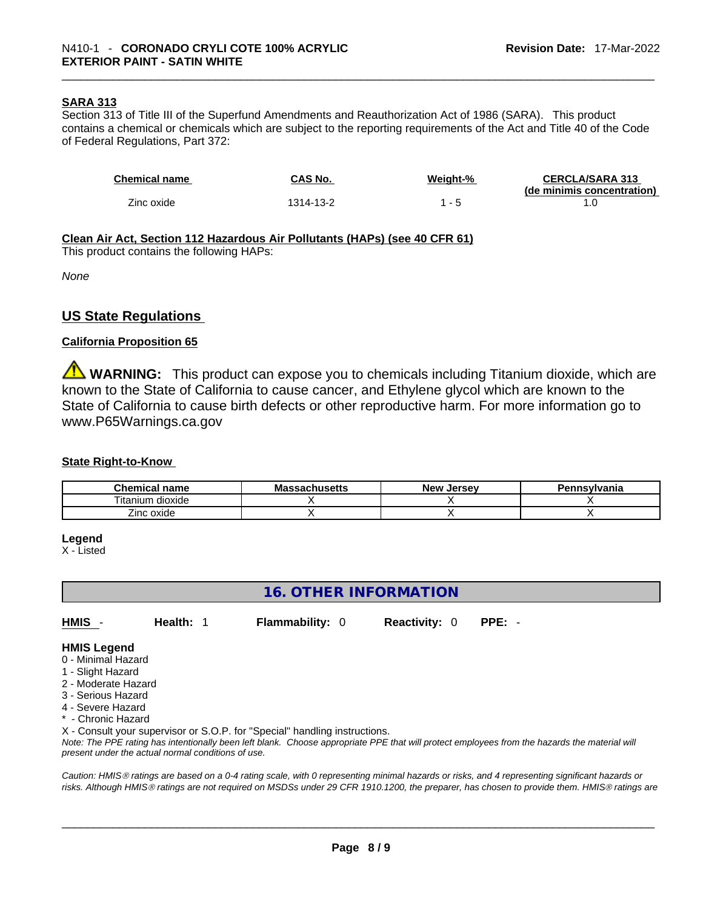#### SARA 313

Section 313 of Title III of the Superfund Amendments and Reauthorization Act of 1986 (SARA). This product contains a chemical or chemicals which are subject to the reporting requirements of the Act and Title 40 of the Code of Federal Regulations, Part 372:

| Chemical name | CAS No. | Weight-% | CERCLA/SARA 313 (de minimis concentration) |
|---|---|---|---|
| Zinc oxide | 1314-13-2 | 1 - 5 | 1.0 |

#### Clean Air Act, Section 112 Hazardous Air Pollutants (HAPs) (see 40 CFR 61)

This product contains the following HAPs:

*None*

## US State Regulations

#### California Proposition 65

⚠ **WARNING:** This product can expose you to chemicals including Titanium dioxide, which are known to the State of California to cause cancer, and Ethylene glycol which are known to the State of California to cause birth defects or other reproductive harm. For more information go to www.P65Warnings.ca.gov

#### State Right-to-Know

| Chemical name | Massachusetts | New Jersey | Pennsylvania |
|---|---|---|---|
| Titanium dioxide | X | X | X |
| Zinc oxide | X | X | X |

**Legend**
X - Listed

## 16. OTHER INFORMATION

| HMIS - | Health: 1 | Flammability: 0 | Reactivity: 0 | PPE: - |
|---|---|---|---|---|

**HMIS Legend**
0 - Minimal Hazard
1 - Slight Hazard
2 - Moderate Hazard
3 - Serious Hazard
4 - Severe Hazard
* - Chronic Hazard
X - Consult your supervisor or S.O.P. for "Special" handling instructions.

*Note: The PPE rating has intentionally been left blank. Choose appropriate PPE that will protect employees from the hazards the material will present under the actual normal conditions of use.*

*Caution: HMIS® ratings are based on a 0-4 rating scale, with 0 representing minimal hazards or risks, and 4 representing significant hazards or risks. Although HMIS® ratings are not required on MSDSs under 29 CFR 1910.1200, the preparer, has chosen to provide them. HMIS® ratings are*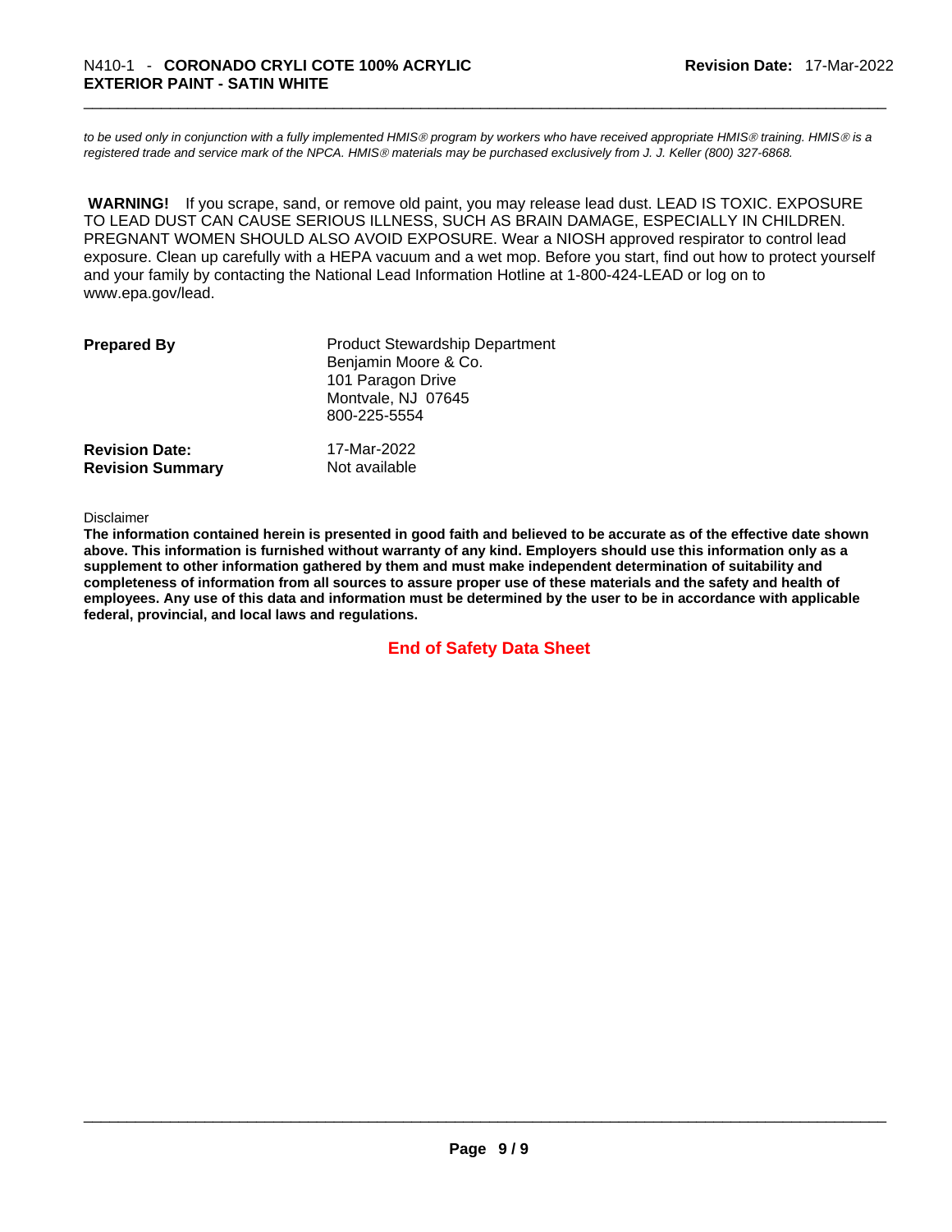*to be used only in conjunction with a fully implemented HMIS® program by workers who have received appropriate HMIS® training. HMIS® is a registered trade and service mark of the NPCA. HMIS® materials may be purchased exclusively from J. J. Keller (800) 327-6868.*

**WARNING!** If you scrape, sand, or remove old paint, you may release lead dust. LEAD IS TOXIC. EXPOSURE TO LEAD DUST CAN CAUSE SERIOUS ILLNESS, SUCH AS BRAIN DAMAGE, ESPECIALLY IN CHILDREN. PREGNANT WOMEN SHOULD ALSO AVOID EXPOSURE. Wear a NIOSH approved respirator to control lead exposure. Clean up carefully with a HEPA vacuum and a wet mop. Before you start, find out how to protect yourself and your family by contacting the National Lead Information Hotline at 1-800-424-LEAD or log on to www.epa.gov/lead.

| | |
|---|---|
| **Prepared By** | Product Stewardship Department<br>Benjamin Moore & Co.<br>101 Paragon Drive<br>Montvale, NJ 07645<br>800-225-5554 |
| **Revision Date:** | 17-Mar-2022 |
| **Revision Summary** | Not available |

Disclaimer

**The information contained herein is presented in good faith and believed to be accurate as of the effective date shown above. This information is furnished without warranty of any kind. Employers should use this information only as a supplement to other information gathered by them and must make independent determination of suitability and completeness of information from all sources to assure proper use of these materials and the safety and health of employees. Any use of this data and information must be determined by the user to be in accordance with applicable federal, provincial, and local laws and regulations.**

**End of Safety Data Sheet**